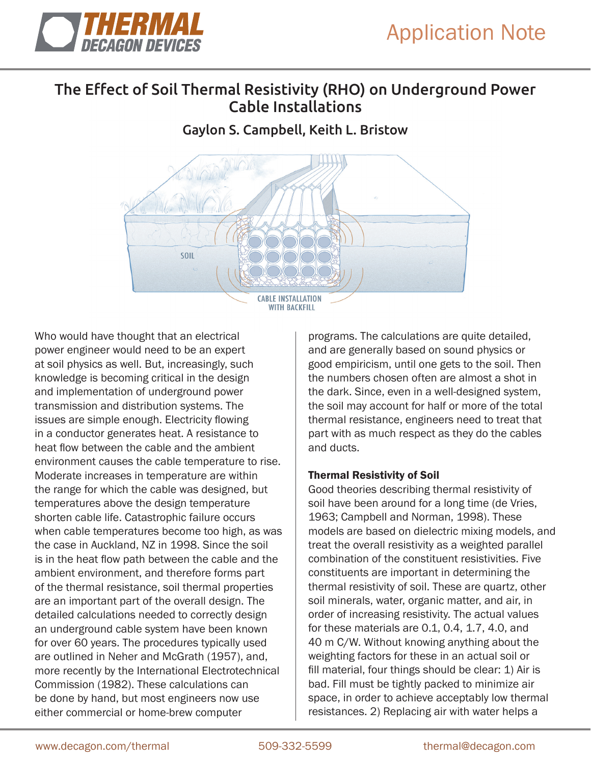# The Effect of Soil Thermal Resistivity (RHO) on Underground Power Cable Installations

**Gaylon S. Campbell, Keith L. Bristow**

SOIL

CABLE INSTALLATION WITH BACKFILL

Who would have thought that an electrical power engineer would need to be an expert at soil physics as well. But, increasingly, such knowledge is becoming critical in the design and implementation of underground power transmission and distribution systems. The issues are simple enough. Electricity flowing in a conductor generates heat. A resistance to heat flow between the cable and the ambient environment causes the cable temperature to rise. Moderate increases in temperature are within the range for which the cable was designed, but temperatures above the design temperature shorten cable life. Catastrophic failure occurs when cable temperatures become too high, as was the case in Auckland, NZ in 1998. Since the soil is in the heat flow path between the cable and the ambient environment, and therefore forms part of the thermal resistance, soil thermal properties are an important part of the overall design. The detailed calculations needed to correctly design an underground cable system have been known for over 60 years. The procedures typically used are outlined in Neher and McGrath (1957), and, more recently by the International Electrotechnical Commission (1982). These calculations can be done by hand, but most engineers now use either commercial or home-brew computer programs. The calculations are quite detailed, and are generally based on sound physics or good empiricism, until one gets to the soil. Then the numbers chosen often are almost a shot in the dark. Since, even in a well-designed system, the soil may account for half or more of the total thermal resistance, engineers need to treat that part with as much respect as they do the cables and ducts.

### Thermal Resistivity of Soil

Good theories describing thermal resistivity of soil have been around for a long time (de Vries, 1963; Campbell and Norman, 1998). These models are based on dielectric mixing models, and treat the overall resistivity as a weighted parallel combination of the constituent resistivities. Five constituents are important in determining the thermal resistivity of soil. These are quartz, other soil minerals, water, organic matter, and air, in order of increasing resistivity. The actual values for these materials are 0.1, 0.4, 1.7, 4.0, and 40 m C/W. Without knowing anything about the weighting factors for these in an actual soil or fill material, four things should be clear: 1) Air is bad. Fill must be tightly packed to minimize air space, in order to achieve acceptably low thermal resistances. 2) Replacing air with water helps a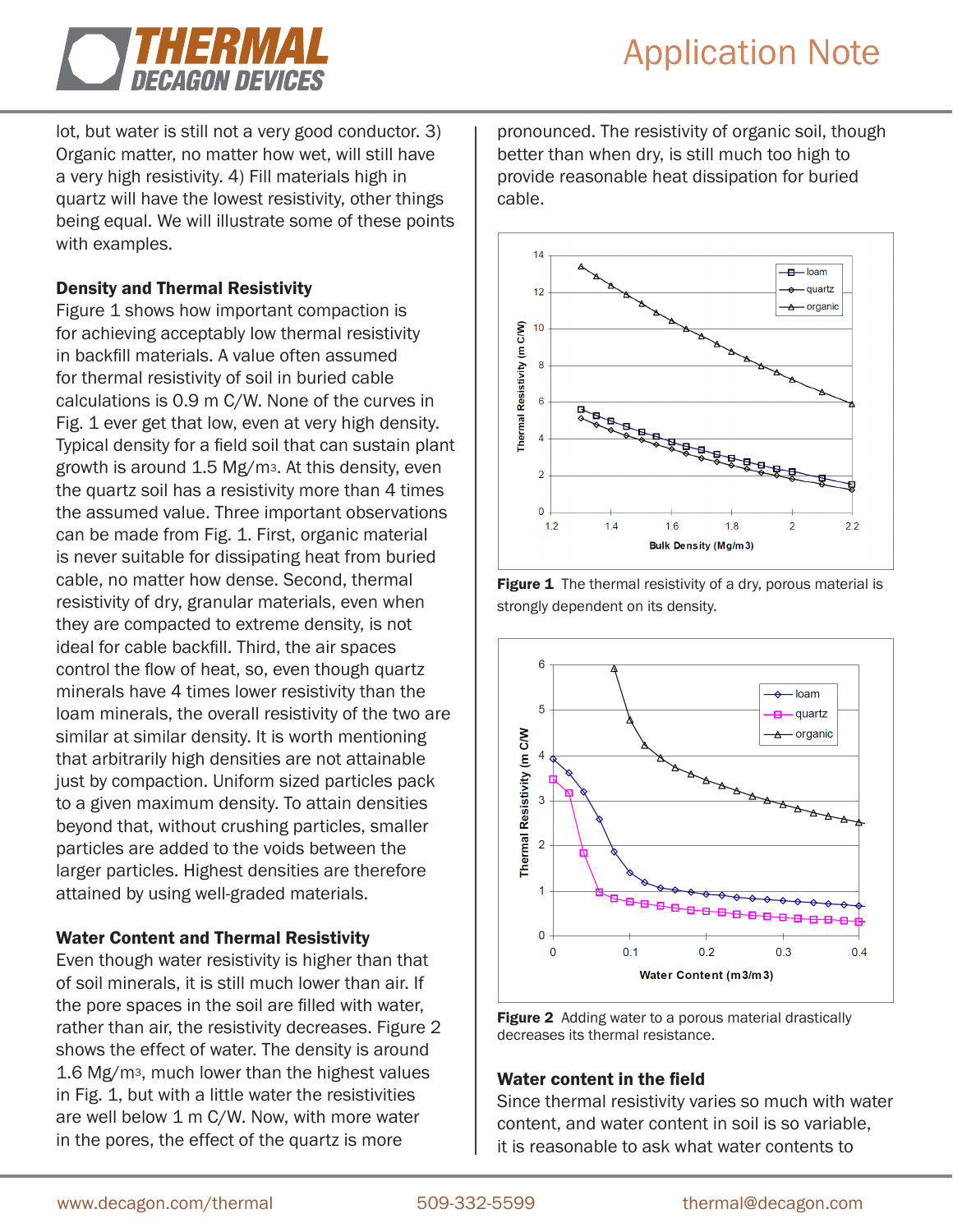lot, but water is still not a very good conductor. 3) Organic matter, no matter how wet, will still have a very high resistivity. 4) Fill materials high in quartz will have the lowest resistivity, other things being equal. We will illustrate some of these points with examples.

### Density and Thermal Resistivity

Figure 1 shows how important compaction is for achieving acceptably low thermal resistivity in backfill materials. A value often assumed for thermal resistivity of soil in buried cable calculations is 0.9 m C/W. None of the curves in Fig. 1 ever get that low, even at very high density. Typical density for a field soil that can sustain plant growth is around 1.5 Mg/m3. At this density, even the quartz soil has a resistivity more than 4 times the assumed value. Three important observations can be made from Fig. 1. First, organic material is never suitable for dissipating heat from buried cable, no matter how dense. Second, thermal resistivity of dry, granular materials, even when they are compacted to extreme density, is not ideal for cable backfill. Third, the air spaces control the flow of heat, so, even though quartz minerals have 4 times lower resistivity than the loam minerals, the overall resistivity of the two are similar at similar density. It is worth mentioning that arbitrarily high densities are not attainable just by compaction. Uniform sized particles pack to a given maximum density. To attain densities beyond that, without crushing particles, smaller particles are added to the voids between the larger particles. Highest densities are therefore attained by using well-graded materials.

### Water Content and Thermal Resistivity

Even though water resistivity is higher than that of soil minerals, it is still much lower than air. If the pore spaces in the soil are filled with water, rather than air, the resistivity decreases. Figure 2 shows the effect of water. The density is around 1.6 Mg/m3, much lower than the highest values in Fig. 1, but with a little water the resistivities are well below 1 m C/W. Now, with more water in the pores, the effect of the quartz is more pronounced. The resistivity of organic soil, though better than when dry, is still much too high to provide reasonable heat dissipation for buried cable.

**Figure 1** The thermal resistivity of a dry, porous material is strongly dependent on its density.

**Figure 2** Adding water to a porous material drastically decreases its thermal resistance.

### Water content in the field

Since thermal resistivity varies so much with water content, and water content in soil is so variable, it is reasonable to ask what water contents to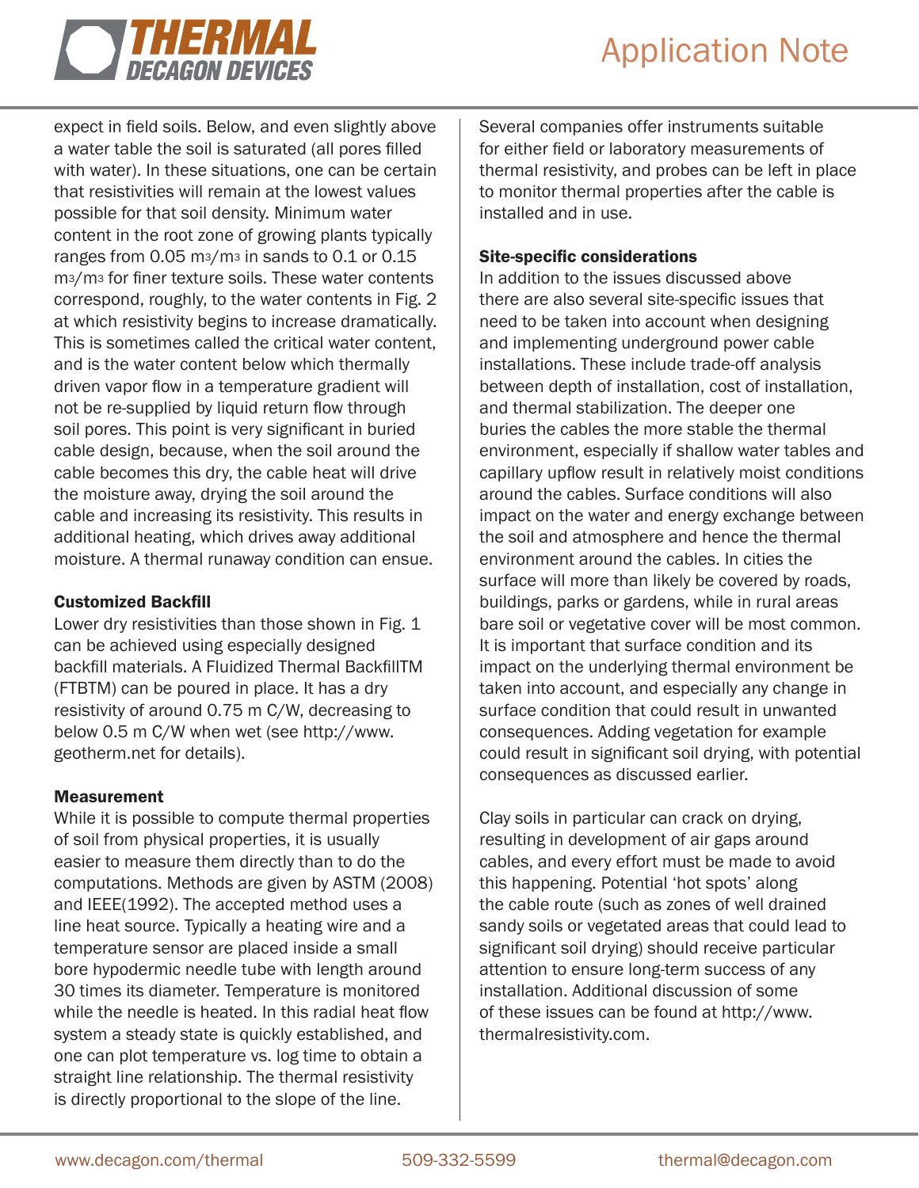expect in field soils. Below, and even slightly above a water table the soil is saturated (all pores filled with water). In these situations, one can be certain that resistivities will remain at the lowest values possible for that soil density. Minimum water content in the root zone of growing plants typically ranges from 0.05 $m^3/m^3$ in sands to 0.1 or 0.15 $m^3/m^3$ for finer texture soils. These water contents correspond, roughly, to the water contents in Fig. 2 at which resistivity begins to increase dramatically. This is sometimes called the critical water content, and is the water content below which thermally driven vapor flow in a temperature gradient will not be re-supplied by liquid return flow through soil pores. This point is very significant in buried cable design, because, when the soil around the cable becomes this dry, the cable heat will drive the moisture away, drying the soil around the cable and increasing its resistivity. This results in additional heating, which drives away additional moisture. A thermal runaway condition can ensue.

### Customized Backfill

Lower dry resistivities than those shown in Fig. 1 can be achieved using especially designed backfill materials. A Fluidized Thermal BackfillTM (FTBTM) can be poured in place. It has a dry resistivity of around 0.75 m C/W, decreasing to below 0.5 m C/W when wet (see http://www.geotherm.net for details).

### Measurement

While it is possible to compute thermal properties of soil from physical properties, it is usually easier to measure them directly than to do the computations. Methods are given by ASTM (2008) and IEEE(1992). The accepted method uses a line heat source. Typically a heating wire and a temperature sensor are placed inside a small bore hypodermic needle tube with length around 30 times its diameter. Temperature is monitored while the needle is heated. In this radial heat flow system a steady state is quickly established, and one can plot temperature vs. log time to obtain a straight line relationship. The thermal resistivity is directly proportional to the slope of the line.

Several companies offer instruments suitable for either field or laboratory measurements of thermal resistivity, and probes can be left in place to monitor thermal properties after the cable is installed and in use.

### Site-specific considerations

In addition to the issues discussed above there are also several site-specific issues that need to be taken into account when designing and implementing underground power cable installations. These include trade-off analysis between depth of installation, cost of installation, and thermal stabilization. The deeper one buries the cables the more stable the thermal environment, especially if shallow water tables and capillary upflow result in relatively moist conditions around the cables. Surface conditions will also impact on the water and energy exchange between the soil and atmosphere and hence the thermal environment around the cables. In cities the surface will more than likely be covered by roads, buildings, parks or gardens, while in rural areas bare soil or vegetative cover will be most common. It is important that surface condition and its impact on the underlying thermal environment be taken into account, and especially any change in surface condition that could result in unwanted consequences. Adding vegetation for example could result in significant soil drying, with potential consequences as discussed earlier.

Clay soils in particular can crack on drying, resulting in development of air gaps around cables, and every effort must be made to avoid this happening. Potential 'hot spots' along the cable route (such as zones of well drained sandy soils or vegetated areas that could lead to significant soil drying) should receive particular attention to ensure long-term success of any installation. Additional discussion of some of these issues can be found at http://www.thermalresistivity.com.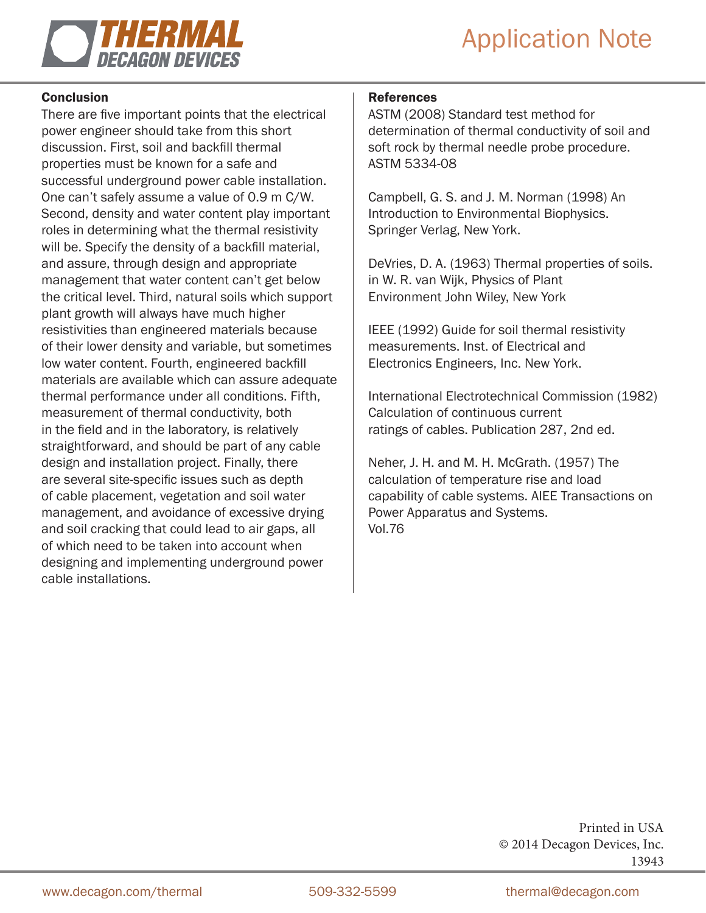## Conclusion

There are five important points that the electrical power engineer should take from this short discussion. First, soil and backfill thermal properties must be known for a safe and successful underground power cable installation. One can't safely assume a value of 0.9 m C/W. Second, density and water content play important roles in determining what the thermal resistivity will be. Specify the density of a backfill material, and assure, through design and appropriate management that water content can't get below the critical level. Third, natural soils which support plant growth will always have much higher resistivities than engineered materials because of their lower density and variable, but sometimes low water content. Fourth, engineered backfill materials are available which can assure adequate thermal performance under all conditions. Fifth, measurement of thermal conductivity, both in the field and in the laboratory, is relatively straightforward, and should be part of any cable design and installation project. Finally, there are several site-specific issues such as depth of cable placement, vegetation and soil water management, and avoidance of excessive drying and soil cracking that could lead to air gaps, all of which need to be taken into account when designing and implementing underground power cable installations.

## References

ASTM (2008) Standard test method for determination of thermal conductivity of soil and soft rock by thermal needle probe procedure. ASTM 5334-08

Campbell, G. S. and J. M. Norman (1998) An Introduction to Environmental Biophysics. Springer Verlag, New York.

DeVries, D. A. (1963) Thermal properties of soils. in W. R. van Wijk, Physics of Plant Environment John Wiley, New York

IEEE (1992) Guide for soil thermal resistivity measurements. Inst. of Electrical and Electronics Engineers, Inc. New York.

International Electrotechnical Commission (1982) Calculation of continuous current ratings of cables. Publication 287, 2nd ed.

Neher, J. H. and M. H. McGrath. (1957) The calculation of temperature rise and load capability of cable systems. AIEE Transactions on Power Apparatus and Systems. Vol.76

Printed in USA
© 2014 Decagon Devices, Inc.
13943